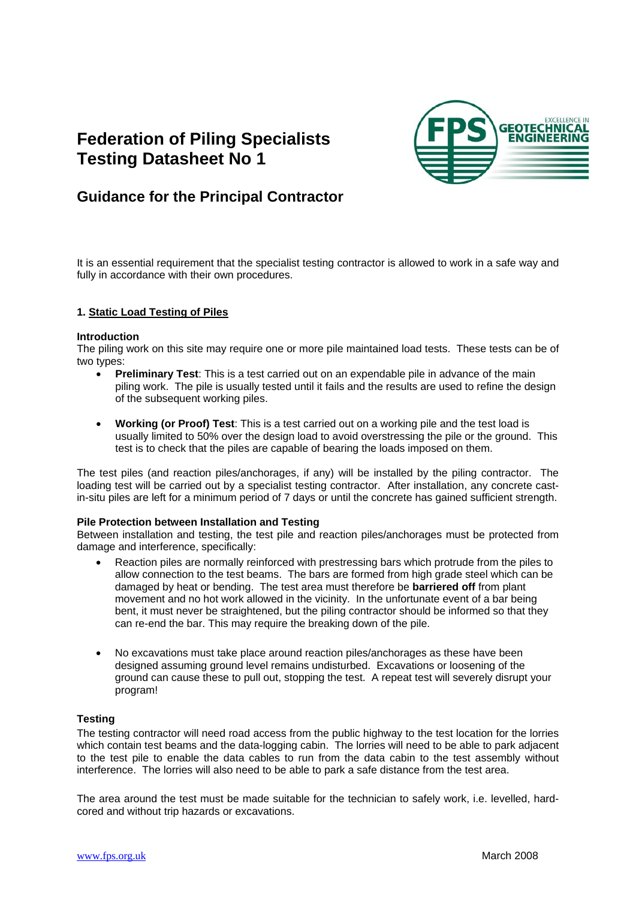# Federation of Piling Specialists
# Testing Datasheet No 1

## Guidance for the Principal Contractor

It is an essential requirement that the specialist testing contractor is allowed to work in a safe way and fully in accordance with their own procedures.

### 1. Static Load Testing of Piles

**Introduction**
The piling work on this site may require one or more pile maintained load tests. These tests can be of two types:

- **Preliminary Test**: This is a test carried out on an expendable pile in advance of the main piling work. The pile is usually tested until it fails and the results are used to refine the design of the subsequent working piles.

- **Working (or Proof) Test**: This is a test carried out on a working pile and the test load is usually limited to 50% over the design load to avoid overstressing the pile or the ground. This test is to check that the piles are capable of bearing the loads imposed on them.

The test piles (and reaction piles/anchorages, if any) will be installed by the piling contractor. The loading test will be carried out by a specialist testing contractor. After installation, any concrete cast-in-situ piles are left for a minimum period of 7 days or until the concrete has gained sufficient strength.

**Pile Protection between Installation and Testing**
Between installation and testing, the test pile and reaction piles/anchorages must be protected from damage and interference, specifically:

- Reaction piles are normally reinforced with prestressing bars which protrude from the piles to allow connection to the test beams. The bars are formed from high grade steel which can be damaged by heat or bending. The test area must therefore be **barriered off** from plant movement and no hot work allowed in the vicinity. In the unfortunate event of a bar being bent, it must never be straightened, but the piling contractor should be informed so that they can re-end the bar. This may require the breaking down of the pile.

- No excavations must take place around reaction piles/anchorages as these have been designed assuming ground level remains undisturbed. Excavations or loosening of the ground can cause these to pull out, stopping the test. A repeat test will severely disrupt your program!

**Testing**
The testing contractor will need road access from the public highway to the test location for the lorries which contain test beams and the data-logging cabin. The lorries will need to be able to park adjacent to the test pile to enable the data cables to run from the data cabin to the test assembly without interference. The lorries will also need to be able to park a safe distance from the test area.

The area around the test must be made suitable for the technician to safely work, i.e. levelled, hard-cored and without trip hazards or excavations.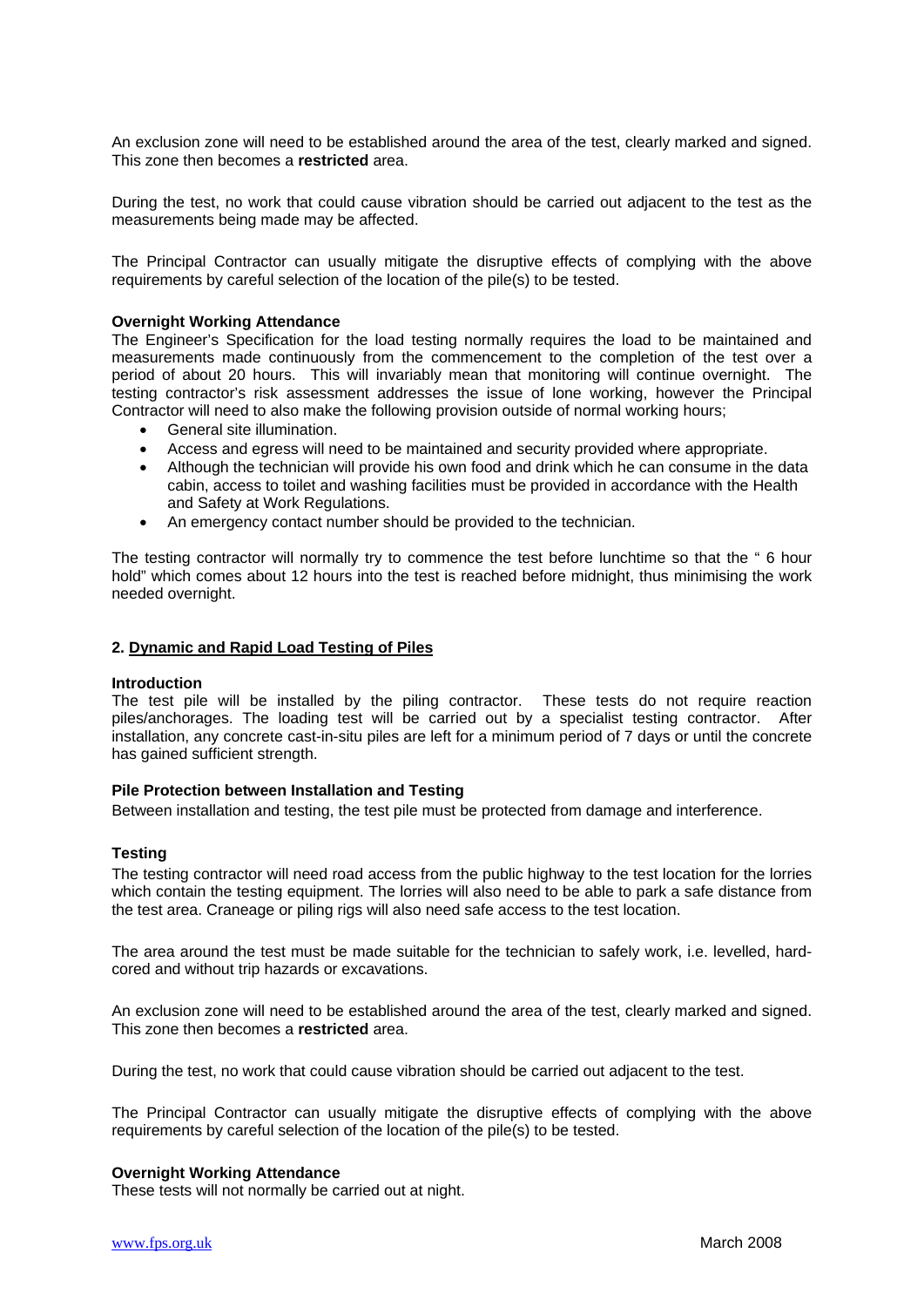An exclusion zone will need to be established around the area of the test, clearly marked and signed. This zone then becomes a **restricted** area.

During the test, no work that could cause vibration should be carried out adjacent to the test as the measurements being made may be affected.

The Principal Contractor can usually mitigate the disruptive effects of complying with the above requirements by careful selection of the location of the pile(s) to be tested.

**Overnight Working Attendance**

The Engineer's Specification for the load testing normally requires the load to be maintained and measurements made continuously from the commencement to the completion of the test over a period of about 20 hours. This will invariably mean that monitoring will continue overnight. The testing contractor's risk assessment addresses the issue of lone working, however the Principal Contractor will need to also make the following provision outside of normal working hours;

- General site illumination.
- Access and egress will need to be maintained and security provided where appropriate.
- Although the technician will provide his own food and drink which he can consume in the data cabin, access to toilet and washing facilities must be provided in accordance with the Health and Safety at Work Regulations.
- An emergency contact number should be provided to the technician.

The testing contractor will normally try to commence the test before lunchtime so that the " 6 hour hold" which comes about 12 hours into the test is reached before midnight, thus minimising the work needed overnight.

## 2. Dynamic and Rapid Load Testing of Piles

**Introduction**

The test pile will be installed by the piling contractor. These tests do not require reaction piles/anchorages. The loading test will be carried out by a specialist testing contractor. After installation, any concrete cast-in-situ piles are left for a minimum period of 7 days or until the concrete has gained sufficient strength.

**Pile Protection between Installation and Testing**

Between installation and testing, the test pile must be protected from damage and interference.

**Testing**

The testing contractor will need road access from the public highway to the test location for the lorries which contain the testing equipment. The lorries will also need to be able to park a safe distance from the test area. Craneage or piling rigs will also need safe access to the test location.

The area around the test must be made suitable for the technician to safely work, i.e. levelled, hard-cored and without trip hazards or excavations.

An exclusion zone will need to be established around the area of the test, clearly marked and signed. This zone then becomes a **restricted** area.

During the test, no work that could cause vibration should be carried out adjacent to the test.

The Principal Contractor can usually mitigate the disruptive effects of complying with the above requirements by careful selection of the location of the pile(s) to be tested.

**Overnight Working Attendance**

These tests will not normally be carried out at night.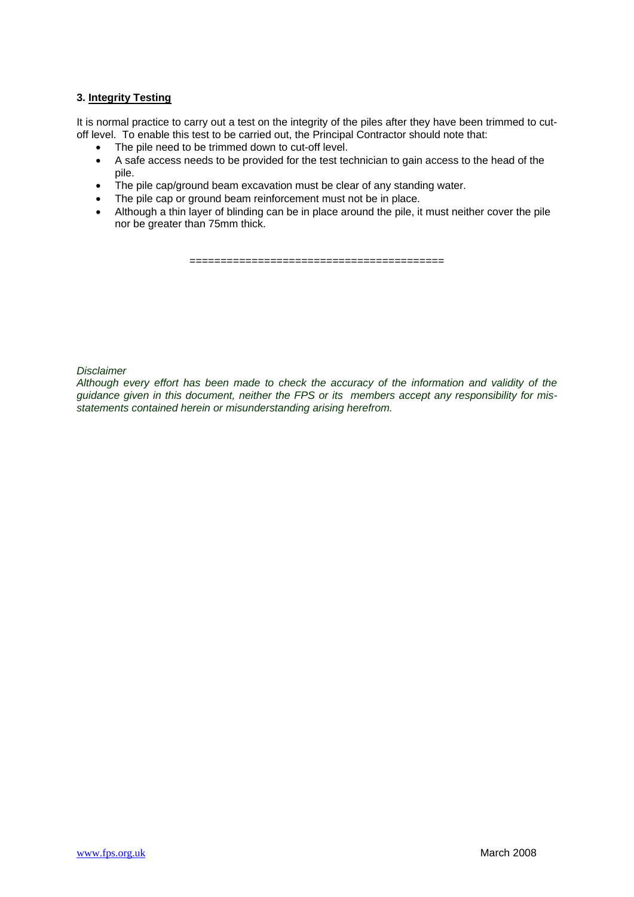### 3. Integrity Testing

It is normal practice to carry out a test on the integrity of the piles after they have been trimmed to cut-off level. To enable this test to be carried out, the Principal Contractor should note that:

- The pile need to be trimmed down to cut-off level.
- A safe access needs to be provided for the test technician to gain access to the head of the pile.
- The pile cap/ground beam excavation must be clear of any standing water.
- The pile cap or ground beam reinforcement must not be in place.
- Although a thin layer of blinding can be in place around the pile, it must neither cover the pile nor be greater than 75mm thick.

========================================

*Disclaimer*

*Although every effort has been made to check the accuracy of the information and validity of the guidance given in this document, neither the FPS or its members accept any responsibility for mis-statements contained herein or misunderstanding arising herefrom.*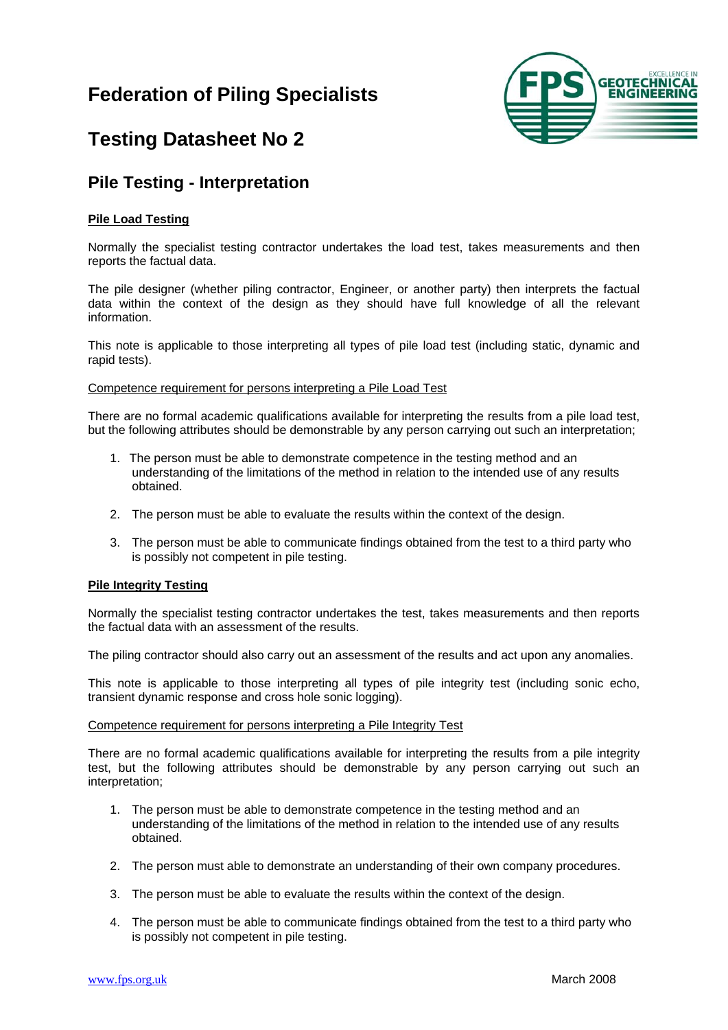# Federation of Piling Specialists

## Testing Datasheet No 2

## Pile Testing - Interpretation

**Pile Load Testing**

Normally the specialist testing contractor undertakes the load test, takes measurements and then reports the factual data.

The pile designer (whether piling contractor, Engineer, or another party) then interprets the factual data within the context of the design as they should have full knowledge of all the relevant information.

This note is applicable to those interpreting all types of pile load test (including static, dynamic and rapid tests).

Competence requirement for persons interpreting a Pile Load Test

There are no formal academic qualifications available for interpreting the results from a pile load test, but the following attributes should be demonstrable by any person carrying out such an interpretation;

1. The person must be able to demonstrate competence in the testing method and an understanding of the limitations of the method in relation to the intended use of any results obtained.
2. The person must be able to evaluate the results within the context of the design.
3. The person must be able to communicate findings obtained from the test to a third party who is possibly not competent in pile testing.

**Pile Integrity Testing**

Normally the specialist testing contractor undertakes the test, takes measurements and then reports the factual data with an assessment of the results.

The piling contractor should also carry out an assessment of the results and act upon any anomalies.

This note is applicable to those interpreting all types of pile integrity test (including sonic echo, transient dynamic response and cross hole sonic logging).

Competence requirement for persons interpreting a Pile Integrity Test

There are no formal academic qualifications available for interpreting the results from a pile integrity test, but the following attributes should be demonstrable by any person carrying out such an interpretation;

1. The person must be able to demonstrate competence in the testing method and an understanding of the limitations of the method in relation to the intended use of any results obtained.
2. The person must able to demonstrate an understanding of their own company procedures.
3. The person must be able to evaluate the results within the context of the design.
4. The person must be able to communicate findings obtained from the test to a third party who is possibly not competent in pile testing.

www.fps.org.uk March 2008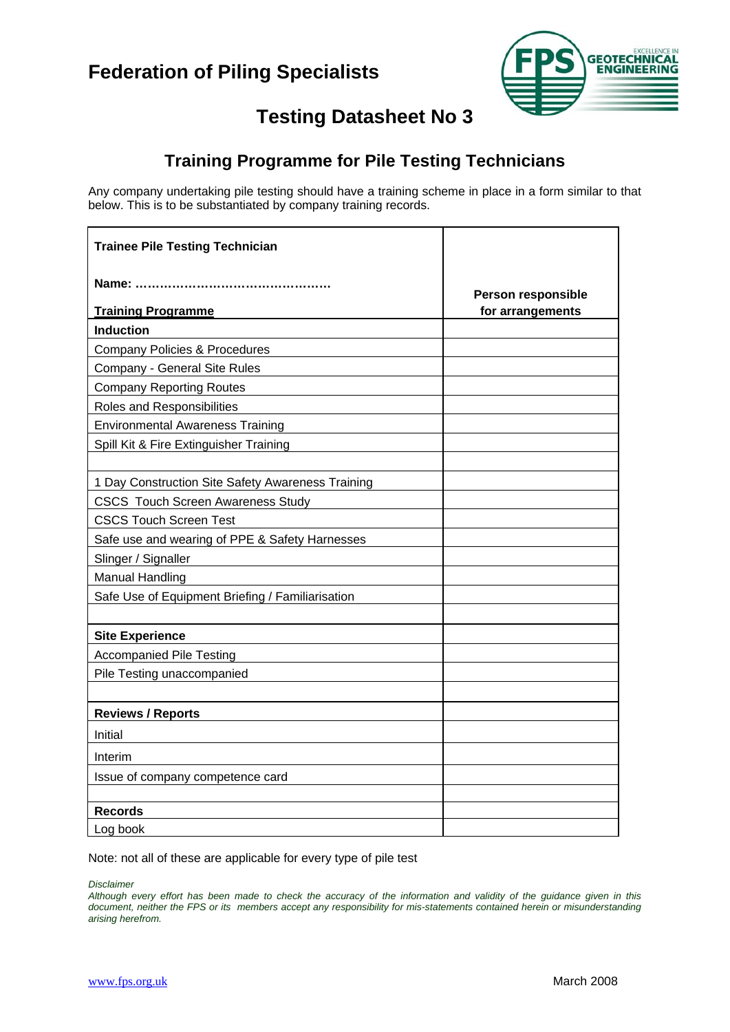# Federation of Piling Specialists

## Testing Datasheet No 3

### Training Programme for Pile Testing Technicians

Any company undertaking pile testing should have a training scheme in place in a form similar to that below. This is to be substantiated by company training records.

| **Trainee Pile Testing Technician**<br><br>**Name: …………………………………………**<br><br>**Training Programme** | **Person responsible for arrangements** |
|---|---|
| **Induction** | |
| Company Policies & Procedures | |
| Company - General Site Rules | |
| Company Reporting Routes | |
| Roles and Responsibilities | |
| Environmental Awareness Training | |
| Spill Kit & Fire Extinguisher Training | |
| | |
| 1 Day Construction Site Safety Awareness Training | |
| CSCS Touch Screen Awareness Study | |
| CSCS Touch Screen Test | |
| Safe use and wearing of PPE & Safety Harnesses | |
| Slinger / Signaller | |
| Manual Handling | |
| Safe Use of Equipment Briefing / Familiarisation | |
| | |
| **Site Experience** | |
| Accompanied Pile Testing | |
| Pile Testing unaccompanied | |
| | |
| **Reviews / Reports** | |
| Initial | |
| Interim | |
| Issue of company competence card | |
| | |
| **Records** | |
| Log book | |

Note: not all of these are applicable for every type of pile test

*Disclaimer*
*Although every effort has been made to check the accuracy of the information and validity of the guidance given in this document, neither the FPS or its members accept any responsibility for mis-statements contained herein or misunderstanding arising herefrom.*

www.fps.org.uk

March 2008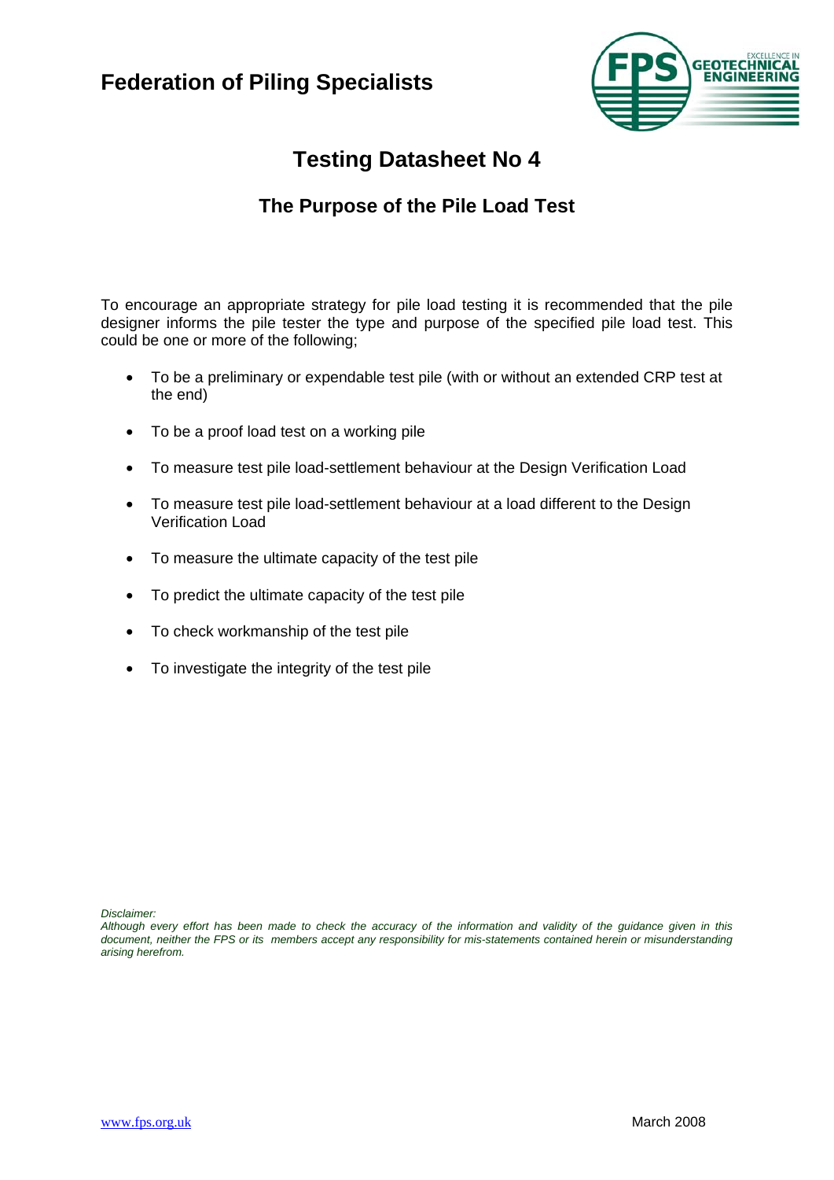# Federation of Piling Specialists

## Testing Datasheet No 4

### The Purpose of the Pile Load Test

To encourage an appropriate strategy for pile load testing it is recommended that the pile designer informs the pile tester the type and purpose of the specified pile load test. This could be one or more of the following;

- To be a preliminary or expendable test pile (with or without an extended CRP test at the end)
- To be a proof load test on a working pile
- To measure test pile load-settlement behaviour at the Design Verification Load
- To measure test pile load-settlement behaviour at a load different to the Design Verification Load
- To measure the ultimate capacity of the test pile
- To predict the ultimate capacity of the test pile
- To check workmanship of the test pile
- To investigate the integrity of the test pile

*Disclaimer:*
*Although every effort has been made to check the accuracy of the information and validity of the guidance given in this document, neither the FPS or its members accept any responsibility for mis-statements contained herein or misunderstanding arising herefrom.*

www.fps.org.uk March 2008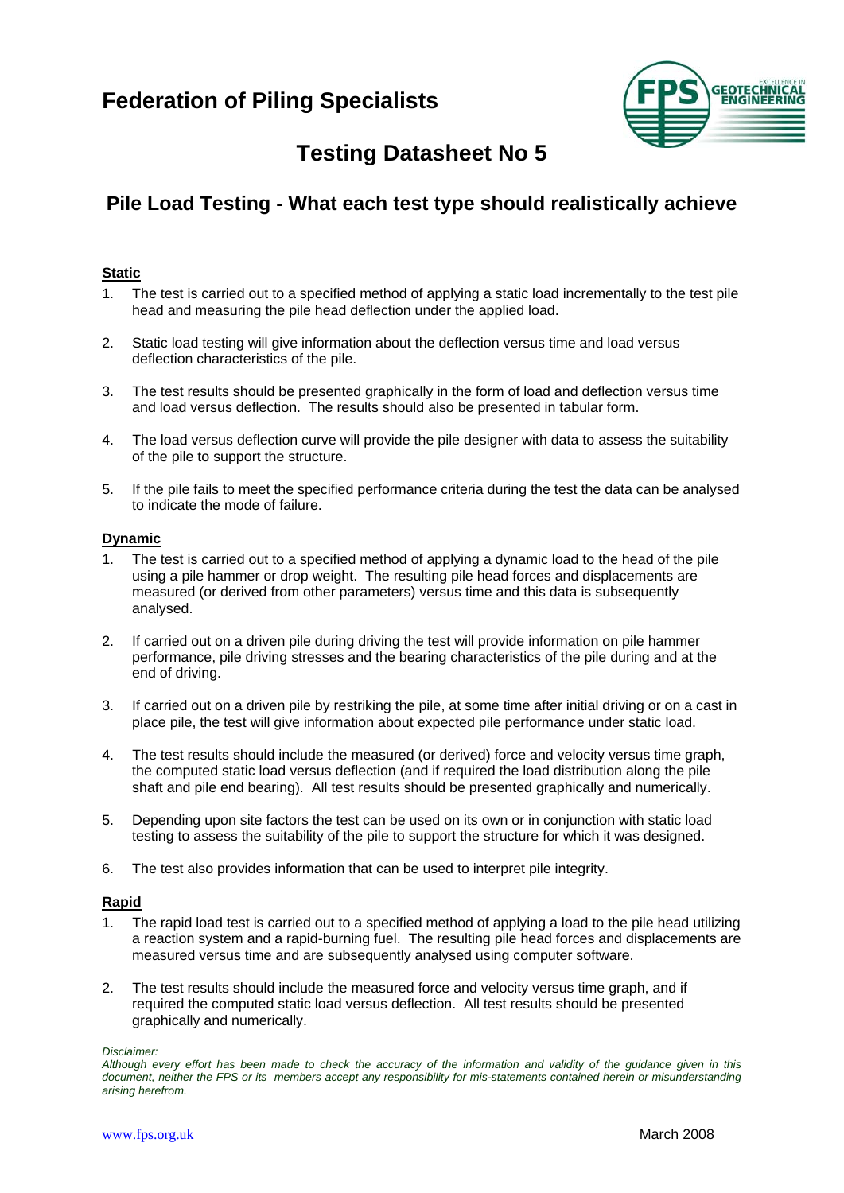# Federation of Piling Specialists

## Testing Datasheet No 5

## Pile Load Testing - What each test type should realistically achieve

**Static**

1. The test is carried out to a specified method of applying a static load incrementally to the test pile head and measuring the pile head deflection under the applied load.

2. Static load testing will give information about the deflection versus time and load versus deflection characteristics of the pile.

3. The test results should be presented graphically in the form of load and deflection versus time and load versus deflection. The results should also be presented in tabular form.

4. The load versus deflection curve will provide the pile designer with data to assess the suitability of the pile to support the structure.

5. If the pile fails to meet the specified performance criteria during the test the data can be analysed to indicate the mode of failure.

**Dynamic**

1. The test is carried out to a specified method of applying a dynamic load to the head of the pile using a pile hammer or drop weight. The resulting pile head forces and displacements are measured (or derived from other parameters) versus time and this data is subsequently analysed.

2. If carried out on a driven pile during driving the test will provide information on pile hammer performance, pile driving stresses and the bearing characteristics of the pile during and at the end of driving.

3. If carried out on a driven pile by restriking the pile, at some time after initial driving or on a cast in place pile, the test will give information about expected pile performance under static load.

4. The test results should include the measured (or derived) force and velocity versus time graph, the computed static load versus deflection (and if required the load distribution along the pile shaft and pile end bearing). All test results should be presented graphically and numerically.

5. Depending upon site factors the test can be used on its own or in conjunction with static load testing to assess the suitability of the pile to support the structure for which it was designed.

6. The test also provides information that can be used to interpret pile integrity.

**Rapid**

1. The rapid load test is carried out to a specified method of applying a load to the pile head utilizing a reaction system and a rapid-burning fuel. The resulting pile head forces and displacements are measured versus time and are subsequently analysed using computer software.

2. The test results should include the measured force and velocity versus time graph, and if required the computed static load versus deflection. All test results should be presented graphically and numerically.

*Disclaimer:*
*Although every effort has been made to check the accuracy of the information and validity of the guidance given in this document, neither the FPS or its members accept any responsibility for mis-statements contained herein or misunderstanding arising herefrom.*

www.fps.org.uk March 2008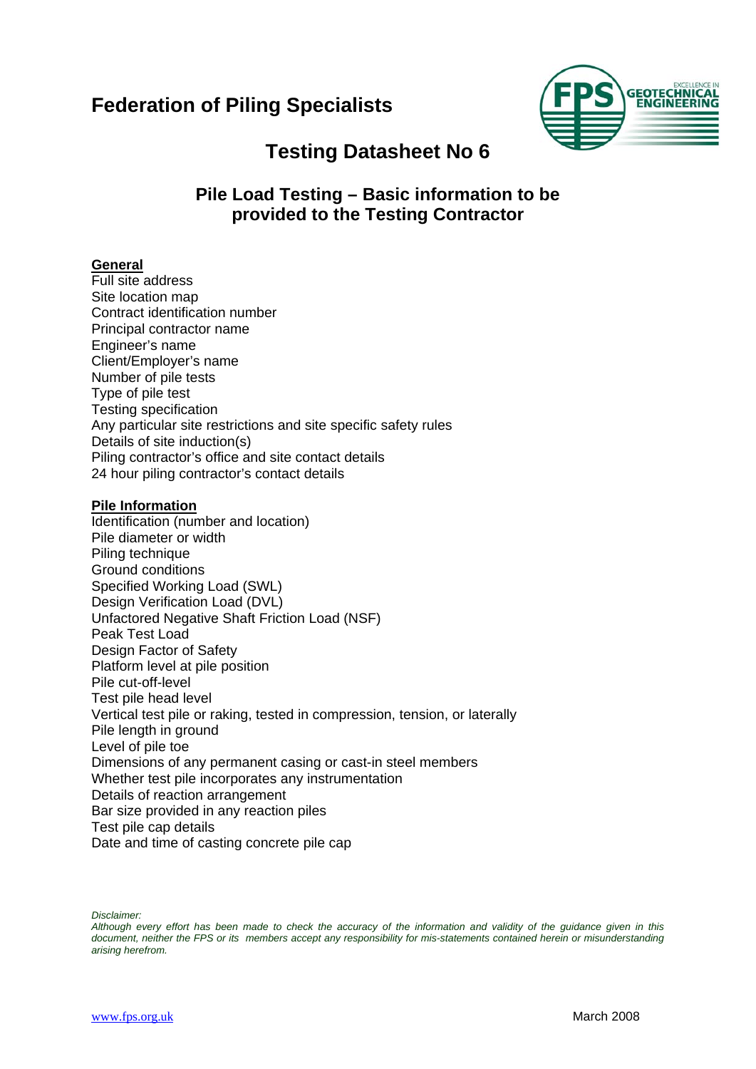# Federation of Piling Specialists

## Testing Datasheet No 6

### Pile Load Testing – Basic information to be provided to the Testing Contractor

**General**

Full site address
Site location map
Contract identification number
Principal contractor name
Engineer's name
Client/Employer's name
Number of pile tests
Type of pile test
Testing specification
Any particular site restrictions and site specific safety rules
Details of site induction(s)
Piling contractor's office and site contact details
24 hour piling contractor's contact details

**Pile Information**

Identification (number and location)
Pile diameter or width
Piling technique
Ground conditions
Specified Working Load (SWL)
Design Verification Load (DVL)
Unfactored Negative Shaft Friction Load (NSF)
Peak Test Load
Design Factor of Safety
Platform level at pile position
Pile cut-off-level
Test pile head level
Vertical test pile or raking, tested in compression, tension, or laterally
Pile length in ground
Level of pile toe
Dimensions of any permanent casing or cast-in steel members
Whether test pile incorporates any instrumentation
Details of reaction arrangement
Bar size provided in any reaction piles
Test pile cap details
Date and time of casting concrete pile cap

*Disclaimer:*
*Although every effort has been made to check the accuracy of the information and validity of the guidance given in this document, neither the FPS or its members accept any responsibility for mis-statements contained herein or misunderstanding arising herefrom.*

www.fps.org.uk March 2008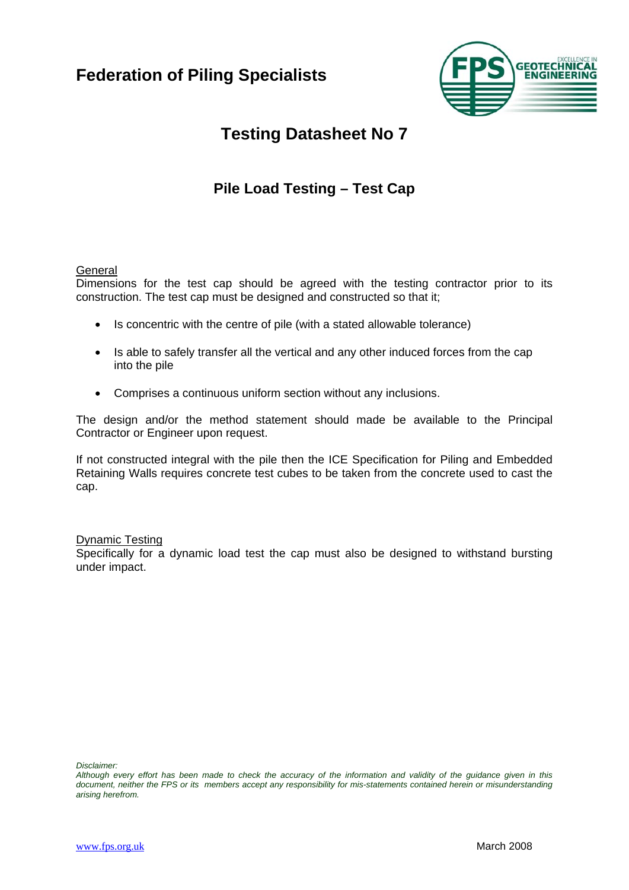# Federation of Piling Specialists

## Testing Datasheet No 7

### Pile Load Testing – Test Cap

General

Dimensions for the test cap should be agreed with the testing contractor prior to its construction. The test cap must be designed and constructed so that it;

- Is concentric with the centre of pile (with a stated allowable tolerance)
- Is able to safely transfer all the vertical and any other induced forces from the cap into the pile
- Comprises a continuous uniform section without any inclusions.

The design and/or the method statement should made be available to the Principal Contractor or Engineer upon request.

If not constructed integral with the pile then the ICE Specification for Piling and Embedded Retaining Walls requires concrete test cubes to be taken from the concrete used to cast the cap.

Dynamic Testing

Specifically for a dynamic load test the cap must also be designed to withstand bursting under impact.

*Disclaimer:*
*Although every effort has been made to check the accuracy of the information and validity of the guidance given in this document, neither the FPS or its members accept any responsibility for mis-statements contained herein or misunderstanding arising herefrom.*

www.fps.org.uk March 2008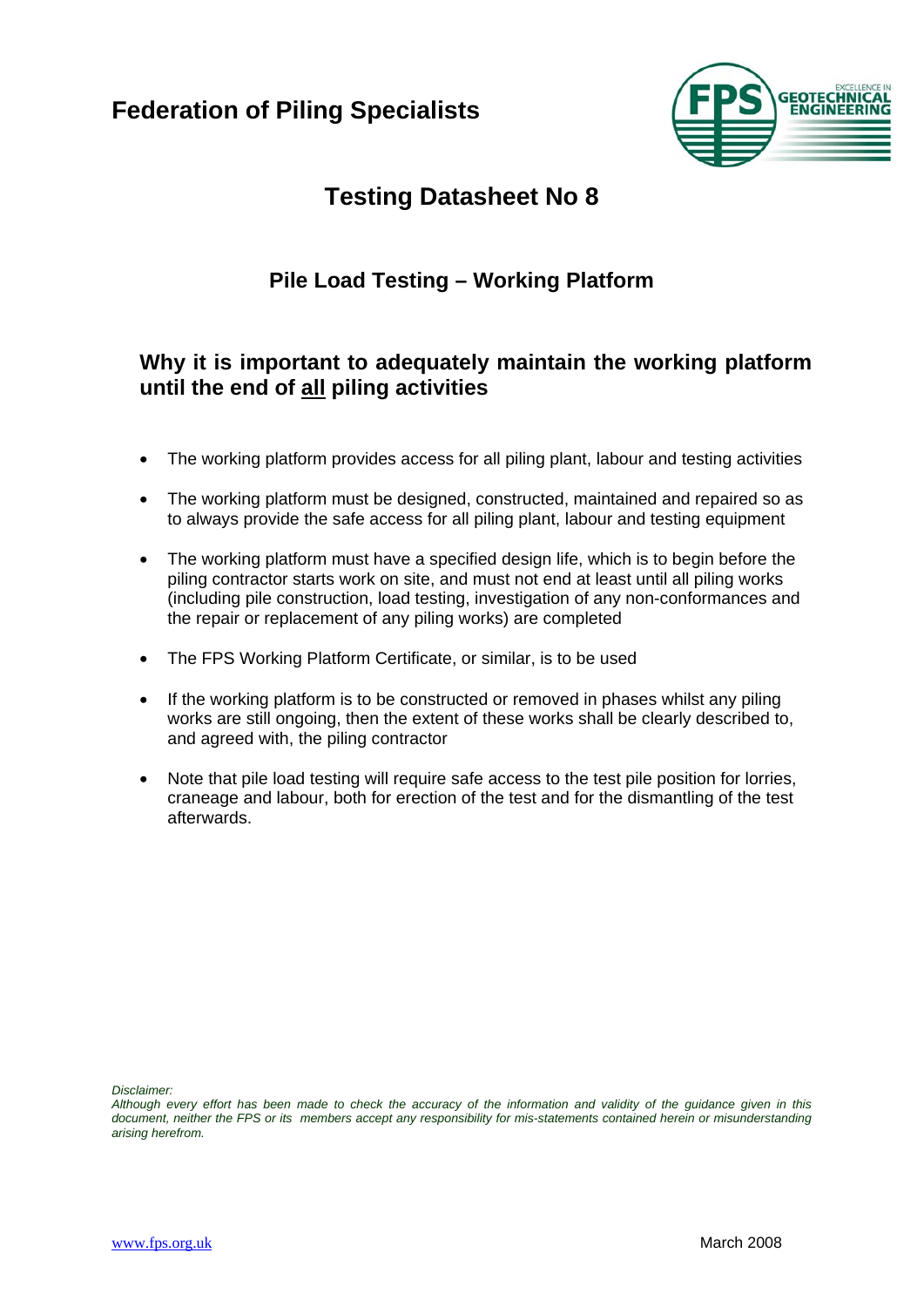# Federation of Piling Specialists

## Testing Datasheet No 8

### Pile Load Testing – Working Platform

### Why it is important to adequately maintain the working platform until the end of <u>all</u> piling activities

- The working platform provides access for all piling plant, labour and testing activities
- The working platform must be designed, constructed, maintained and repaired so as to always provide the safe access for all piling plant, labour and testing equipment
- The working platform must have a specified design life, which is to begin before the piling contractor starts work on site, and must not end at least until all piling works (including pile construction, load testing, investigation of any non-conformances and the repair or replacement of any piling works) are completed
- The FPS Working Platform Certificate, or similar, is to be used
- If the working platform is to be constructed or removed in phases whilst any piling works are still ongoing, then the extent of these works shall be clearly described to, and agreed with, the piling contractor
- Note that pile load testing will require safe access to the test pile position for lorries, craneage and labour, both for erection of the test and for the dismantling of the test afterwards.

*Disclaimer:*
*Although every effort has been made to check the accuracy of the information and validity of the guidance given in this document, neither the FPS or its members accept any responsibility for mis-statements contained herein or misunderstanding arising herefrom.*

www.fps.org.uk March 2008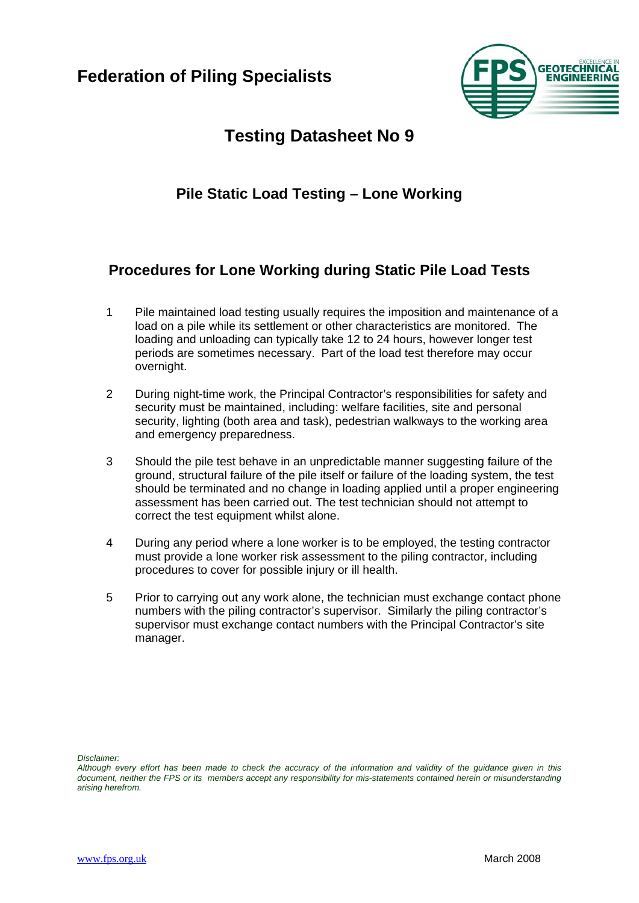# Federation of Piling Specialists

## Testing Datasheet No 9

### Pile Static Load Testing – Lone Working

### Procedures for Lone Working during Static Pile Load Tests

1. Pile maintained load testing usually requires the imposition and maintenance of a load on a pile while its settlement or other characteristics are monitored. The loading and unloading can typically take 12 to 24 hours, however longer test periods are sometimes necessary. Part of the load test therefore may occur overnight.

2. During night-time work, the Principal Contractor's responsibilities for safety and security must be maintained, including: welfare facilities, site and personal security, lighting (both area and task), pedestrian walkways to the working area and emergency preparedness.

3. Should the pile test behave in an unpredictable manner suggesting failure of the ground, structural failure of the pile itself or failure of the loading system, the test should be terminated and no change in loading applied until a proper engineering assessment has been carried out. The test technician should not attempt to correct the test equipment whilst alone.

4. During any period where a lone worker is to be employed, the testing contractor must provide a lone worker risk assessment to the piling contractor, including procedures to cover for possible injury or ill health.

5. Prior to carrying out any work alone, the technician must exchange contact phone numbers with the piling contractor's supervisor. Similarly the piling contractor's supervisor must exchange contact numbers with the Principal Contractor's site manager.

*Disclaimer:*
*Although every effort has been made to check the accuracy of the information and validity of the guidance given in this document, neither the FPS or its members accept any responsibility for mis-statements contained herein or misunderstanding arising herefrom.*

www.fps.org.uk March 2008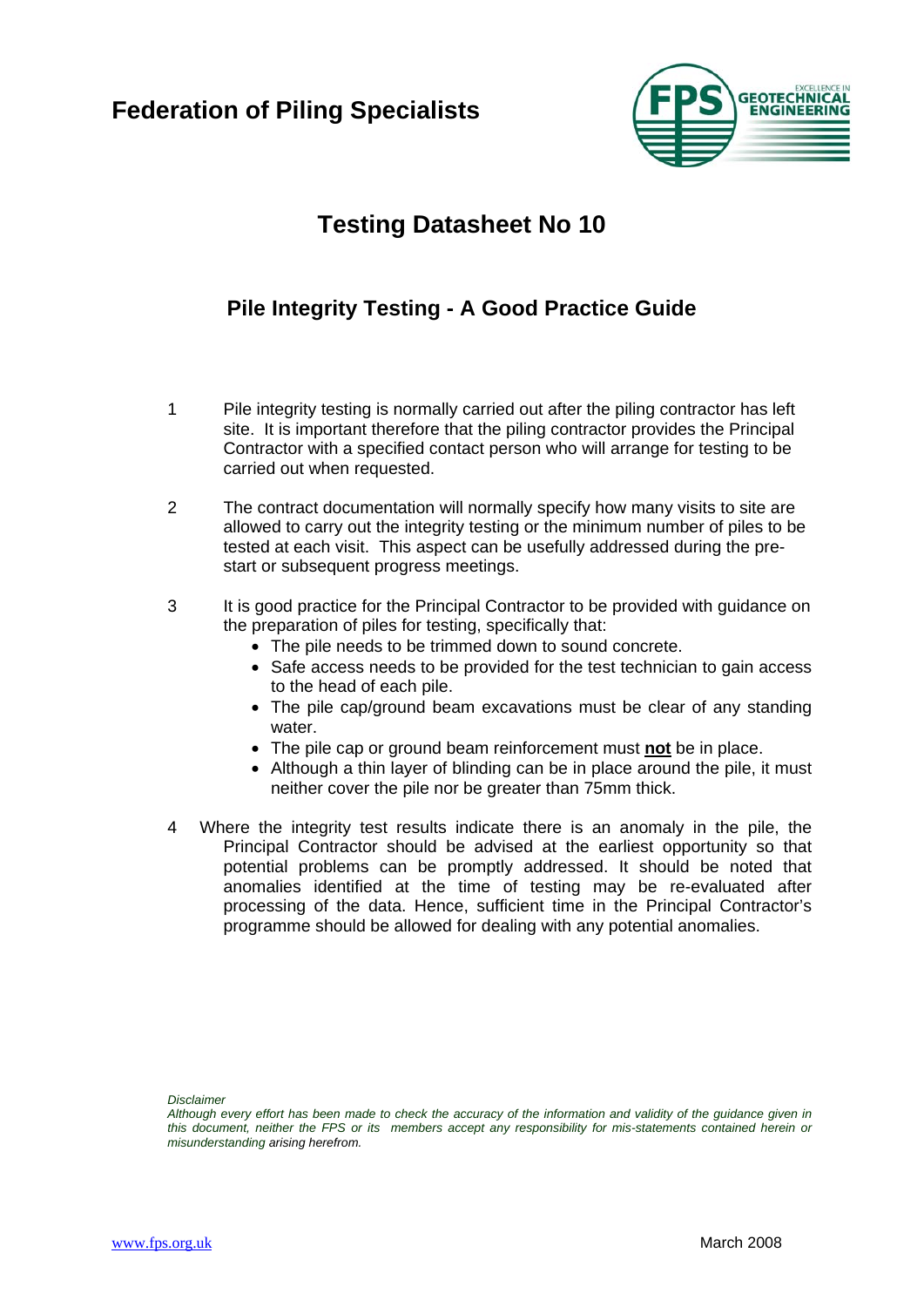Federation of Piling Specialists

# Testing Datasheet No 10

## Pile Integrity Testing - A Good Practice Guide

1. Pile integrity testing is normally carried out after the piling contractor has left site. It is important therefore that the piling contractor provides the Principal Contractor with a specified contact person who will arrange for testing to be carried out when requested.

2. The contract documentation will normally specify how many visits to site are allowed to carry out the integrity testing or the minimum number of piles to be tested at each visit. This aspect can be usefully addressed during the pre-start or subsequent progress meetings.

3. It is good practice for the Principal Contractor to be provided with guidance on the preparation of piles for testing, specifically that:
   - The pile needs to be trimmed down to sound concrete.
   - Safe access needs to be provided for the test technician to gain access to the head of each pile.
   - The pile cap/ground beam excavations must be clear of any standing water.
   - The pile cap or ground beam reinforcement must <u>**not**</u> be in place.
   - Although a thin layer of blinding can be in place around the pile, it must neither cover the pile nor be greater than 75mm thick.

4. Where the integrity test results indicate there is an anomaly in the pile, the Principal Contractor should be advised at the earliest opportunity so that potential problems can be promptly addressed. It should be noted that anomalies identified at the time of testing may be re-evaluated after processing of the data. Hence, sufficient time in the Principal Contractor's programme should be allowed for dealing with any potential anomalies.

*Disclaimer*
*Although every effort has been made to check the accuracy of the information and validity of the guidance given in this document, neither the FPS or its members accept any responsibility for mis-statements contained herein or misunderstanding arising herefrom.*

www.fps.org.uk March 2008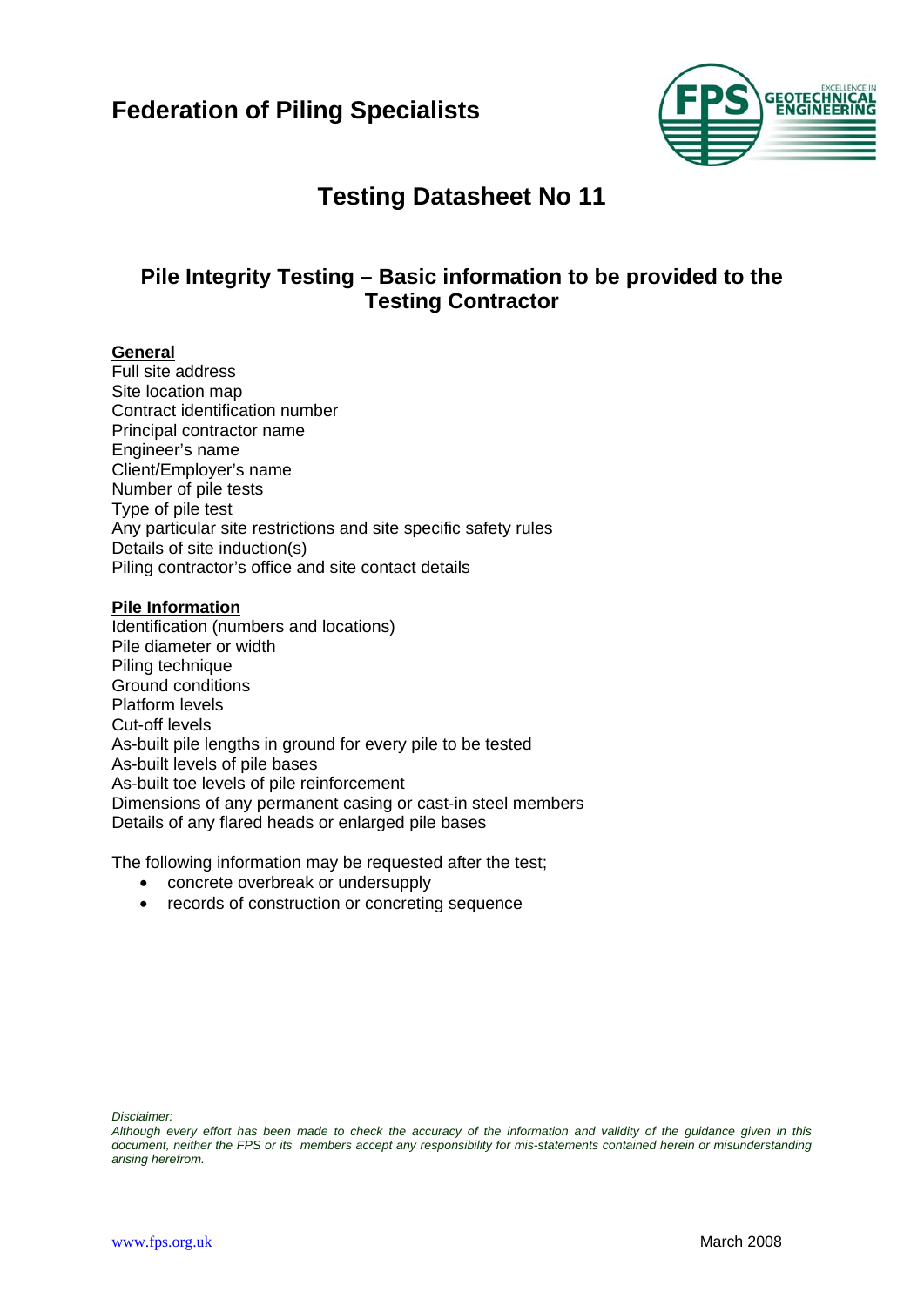# Federation of Piling Specialists

## Testing Datasheet No 11

### Pile Integrity Testing – Basic information to be provided to the Testing Contractor

**General**

Full site address
Site location map
Contract identification number
Principal contractor name
Engineer's name
Client/Employer's name
Number of pile tests
Type of pile test
Any particular site restrictions and site specific safety rules
Details of site induction(s)
Piling contractor's office and site contact details

**Pile Information**

Identification (numbers and locations)
Pile diameter or width
Piling technique
Ground conditions
Platform levels
Cut-off levels
As-built pile lengths in ground for every pile to be tested
As-built levels of pile bases
As-built toe levels of pile reinforcement
Dimensions of any permanent casing or cast-in steel members
Details of any flared heads or enlarged pile bases

The following information may be requested after the test;

- concrete overbreak or undersupply
- records of construction or concreting sequence

*Disclaimer:*
*Although every effort has been made to check the accuracy of the information and validity of the guidance given in this document, neither the FPS or its members accept any responsibility for mis-statements contained herein or misunderstanding arising herefrom.*

www.fps.org.uk

March 2008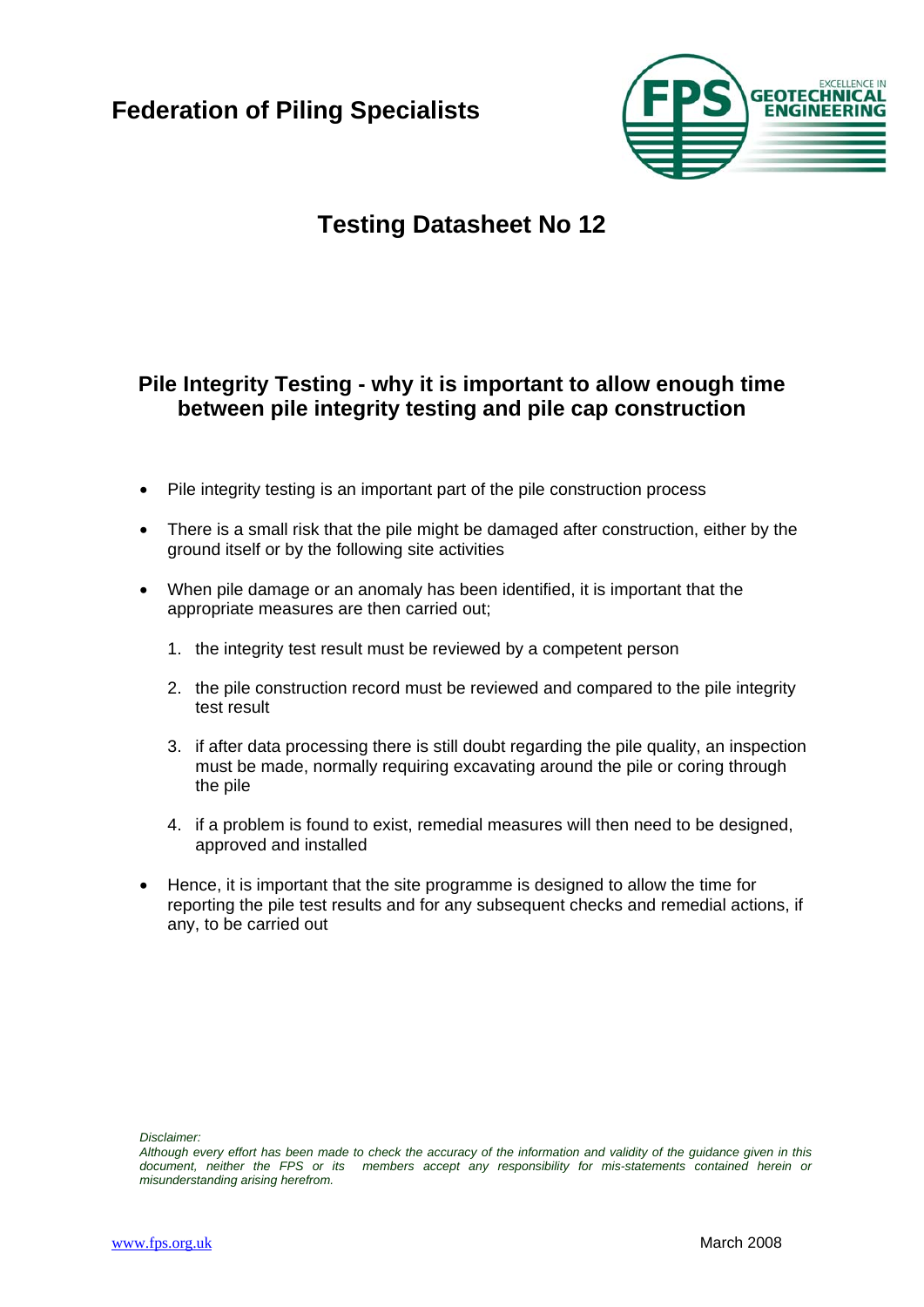# Federation of Piling Specialists

## Testing Datasheet No 12

### Pile Integrity Testing - why it is important to allow enough time between pile integrity testing and pile cap construction

- Pile integrity testing is an important part of the pile construction process
- There is a small risk that the pile might be damaged after construction, either by the ground itself or by the following site activities
- When pile damage or an anomaly has been identified, it is important that the appropriate measures are then carried out;
  1. the integrity test result must be reviewed by a competent person
  2. the pile construction record must be reviewed and compared to the pile integrity test result
  3. if after data processing there is still doubt regarding the pile quality, an inspection must be made, normally requiring excavating around the pile or coring through the pile
  4. if a problem is found to exist, remedial measures will then need to be designed, approved and installed
- Hence, it is important that the site programme is designed to allow the time for reporting the pile test results and for any subsequent checks and remedial actions, if any, to be carried out

*Disclaimer:*
*Although every effort has been made to check the accuracy of the information and validity of the guidance given in this document, neither the FPS or its members accept any responsibility for mis-statements contained herein or misunderstanding arising herefrom.*

www.fps.org.uk

March 2008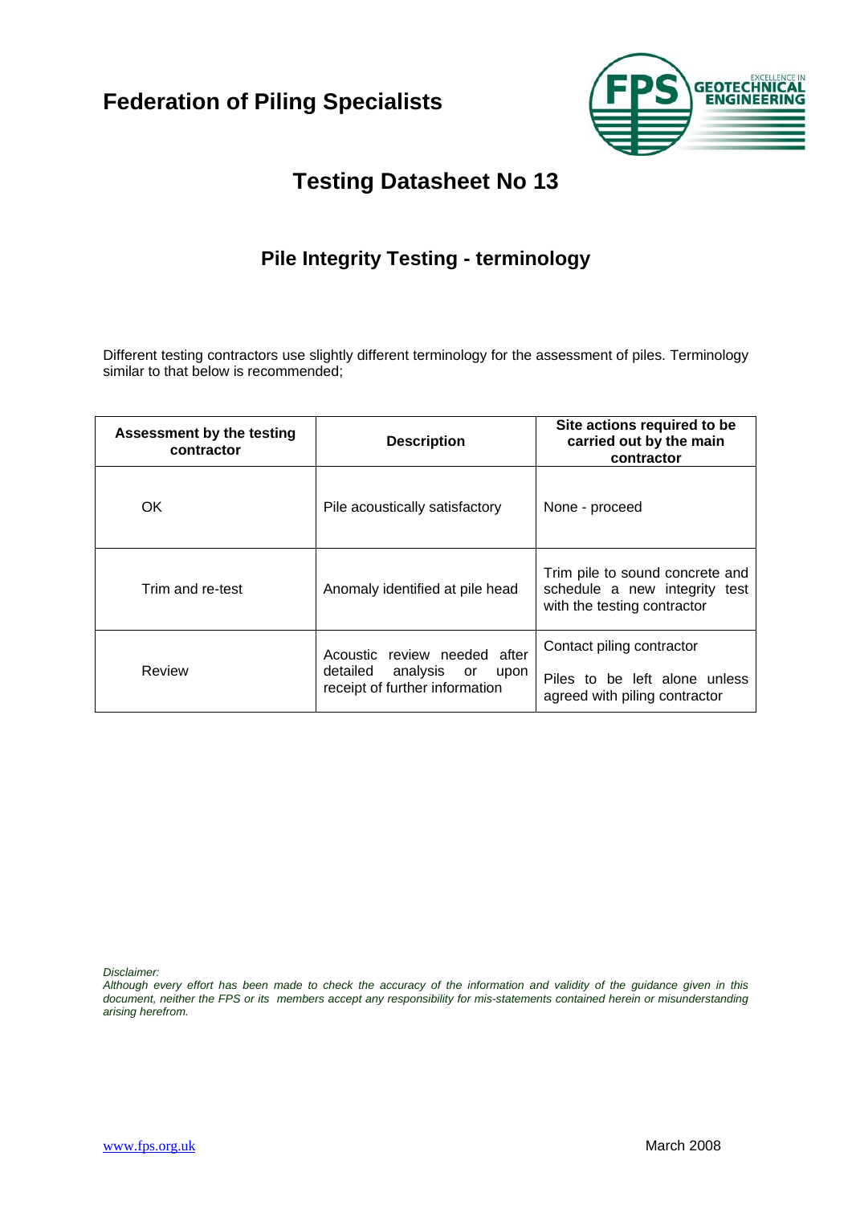# Federation of Piling Specialists

## Testing Datasheet No 13

### Pile Integrity Testing - terminology

Different testing contractors use slightly different terminology for the assessment of piles. Terminology similar to that below is recommended;

| Assessment by the testing contractor | Description | Site actions required to be carried out by the main contractor |
|---|---|---|
| OK | Pile acoustically satisfactory | None - proceed |
| Trim and re-test | Anomaly identified at pile head | Trim pile to sound concrete and schedule a new integrity test with the testing contractor |
| Review | Acoustic review needed after detailed analysis or upon receipt of further information | Contact piling contractor<br><br>Piles to be left alone unless agreed with piling contractor |

*Disclaimer:*
*Although every effort has been made to check the accuracy of the information and validity of the guidance given in this document, neither the FPS or its members accept any responsibility for mis-statements contained herein or misunderstanding arising herefrom.*

www.fps.org.uk

March 2008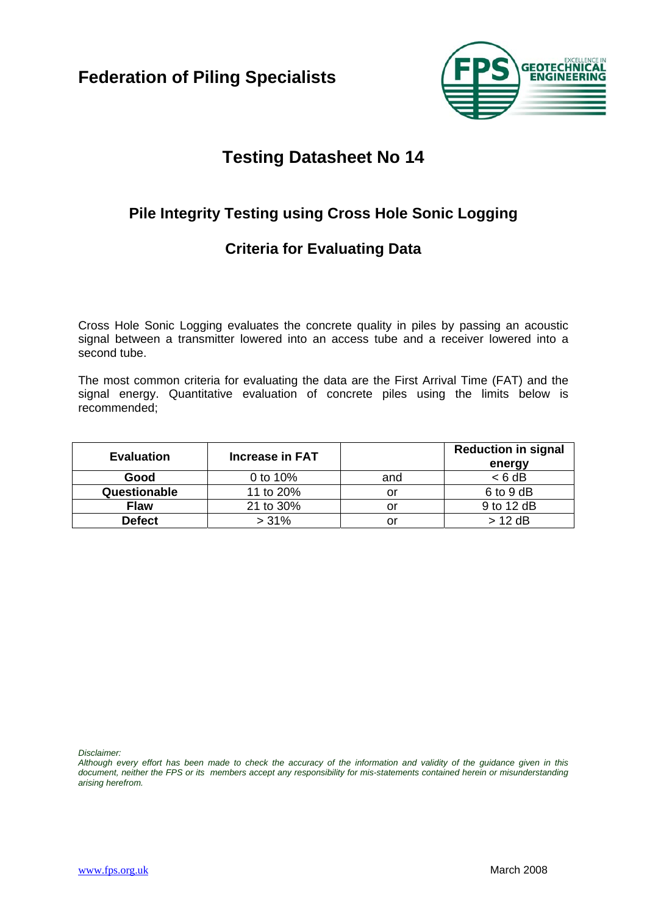Federation of Piling Specialists

# Testing Datasheet No 14

## Pile Integrity Testing using Cross Hole Sonic Logging

## Criteria for Evaluating Data

Cross Hole Sonic Logging evaluates the concrete quality in piles by passing an acoustic signal between a transmitter lowered into an access tube and a receiver lowered into a second tube.

The most common criteria for evaluating the data are the First Arrival Time (FAT) and the signal energy. Quantitative evaluation of concrete piles using the limits below is recommended;

| Evaluation | Increase in FAT | | Reduction in signal energy |
|---|---|---|---|
| **Good** | 0 to 10% | and | < 6 dB |
| **Questionable** | 11 to 20% | or | 6 to 9 dB |
| **Flaw** | 21 to 30% | or | 9 to 12 dB |
| **Defect** | > 31% | or | > 12 dB |

*Disclaimer:*
*Although every effort has been made to check the accuracy of the information and validity of the guidance given in this document, neither the FPS or its members accept any responsibility for mis-statements contained herein or misunderstanding arising herefrom.*

www.fps.org.uk

March 2008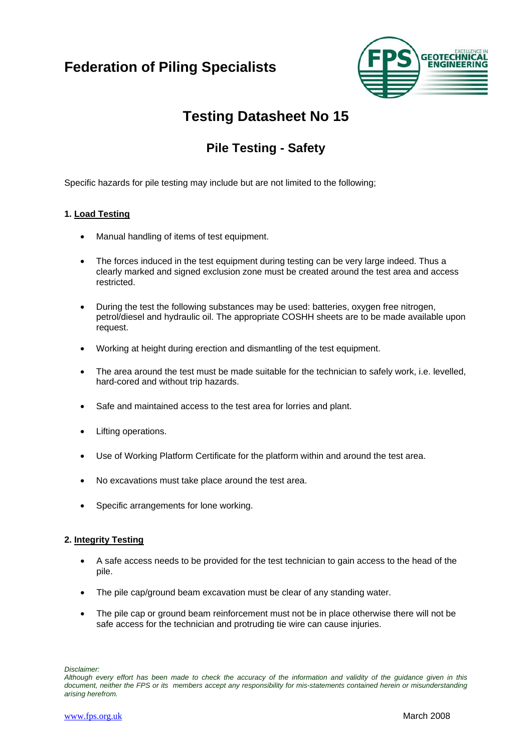# Federation of Piling Specialists

## Testing Datasheet No 15

## Pile Testing - Safety

Specific hazards for pile testing may include but are not limited to the following;

**1. Load Testing**

- Manual handling of items of test equipment.
- The forces induced in the test equipment during testing can be very large indeed. Thus a clearly marked and signed exclusion zone must be created around the test area and access restricted.
- During the test the following substances may be used: batteries, oxygen free nitrogen, petrol/diesel and hydraulic oil. The appropriate COSHH sheets are to be made available upon request.
- Working at height during erection and dismantling of the test equipment.
- The area around the test must be made suitable for the technician to safely work, i.e. levelled, hard-cored and without trip hazards.
- Safe and maintained access to the test area for lorries and plant.
- Lifting operations.
- Use of Working Platform Certificate for the platform within and around the test area.
- No excavations must take place around the test area.
- Specific arrangements for lone working.

**2. Integrity Testing**

- A safe access needs to be provided for the test technician to gain access to the head of the pile.
- The pile cap/ground beam excavation must be clear of any standing water.
- The pile cap or ground beam reinforcement must not be in place otherwise there will not be safe access for the technician and protruding tie wire can cause injuries.

*Disclaimer:*
*Although every effort has been made to check the accuracy of the information and validity of the guidance given in this document, neither the FPS or its members accept any responsibility for mis-statements contained herein or misunderstanding arising herefrom.*

[www.fps.org.uk](http://www.fps.org.uk) March 2008